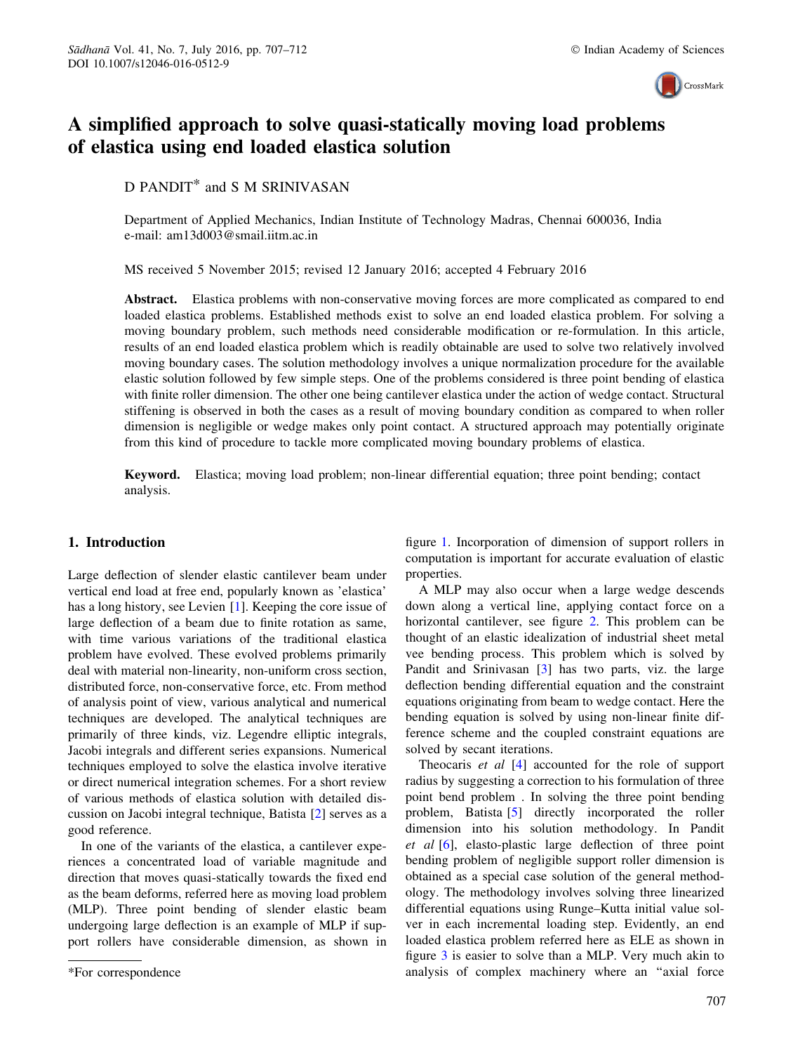# A simplified approach to solve quasi-statically moving load problems of elastica using end loaded elastica solution

D PANDIT* and S M SRINIVASAN

Department of Applied Mechanics, Indian Institute of Technology Madras, Chennai 600036, India
e-mail: am13d003@smail.iitm.ac.in

MS received 5 November 2015; revised 12 January 2016; accepted 4 February 2016

**Abstract.** Elastica problems with non-conservative moving forces are more complicated as compared to end loaded elastica problems. Established methods exist to solve an end loaded elastica problem. For solving a moving boundary problem, such methods need considerable modification or re-formulation. In this article, results of an end loaded elastica problem which is readily obtainable are used to solve two relatively involved moving boundary cases. The solution methodology involves a unique normalization procedure for the available elastic solution followed by few simple steps. One of the problems considered is three point bending of elastica with finite roller dimension. The other one being cantilever elastica under the action of wedge contact. Structural stiffening is observed in both the cases as a result of moving boundary condition as compared to when roller dimension is negligible or wedge makes only point contact. A structured approach may potentially originate from this kind of procedure to tackle more complicated moving boundary problems of elastica.

**Keyword.** Elastica; moving load problem; non-linear differential equation; three point bending; contact analysis.

## 1. Introduction

Large deflection of slender elastic cantilever beam under vertical end load at free end, popularly known as 'elastica' has a long history, see Levien [1]. Keeping the core issue of large deflection of a beam due to finite rotation as same, with time various variations of the traditional elastica problem have evolved. These evolved problems primarily deal with material non-linearity, non-uniform cross section, distributed force, non-conservative force, etc. From method of analysis point of view, various analytical and numerical techniques are developed. The analytical techniques are primarily of three kinds, viz. Legendre elliptic integrals, Jacobi integrals and different series expansions. Numerical techniques employed to solve the elastica involve iterative or direct numerical integration schemes. For a short review of various methods of elastica solution with detailed discussion on Jacobi integral technique, Batista [2] serves as a good reference.

In one of the variants of the elastica, a cantilever experiences a concentrated load of variable magnitude and direction that moves quasi-statically towards the fixed end as the beam deforms, referred here as moving load problem (MLP). Three point bending of slender elastic beam undergoing large deflection is an example of MLP if support rollers have considerable dimension, as shown in figure 1. Incorporation of dimension of support rollers in computation is important for accurate evaluation of elastic properties.

A MLP may also occur when a large wedge descends down along a vertical line, applying contact force on a horizontal cantilever, see figure 2. This problem can be thought of an elastic idealization of industrial sheet metal vee bending process. This problem which is solved by Pandit and Srinivasan [3] has two parts, viz. the large deflection bending differential equation and the constraint equations originating from beam to wedge contact. Here the bending equation is solved by using non-linear finite difference scheme and the coupled constraint equations are solved by secant iterations.

Theocaris *et al* [4] accounted for the role of support radius by suggesting a correction to his formulation of three point bend problem . In solving the three point bending problem, Batista [5] directly incorporated the roller dimension into his solution methodology. In Pandit *et al* [6], elasto-plastic large deflection of three point bending problem of negligible support roller dimension is obtained as a special case solution of the general methodology. The methodology involves solving three linearized differential equations using Runge–Kutta initial value solver in each incremental loading step. Evidently, an end loaded elastica problem referred here as ELE as shown in figure 3 is easier to solve than a MLP. Very much akin to analysis of complex machinery where an "axial force

*For correspondence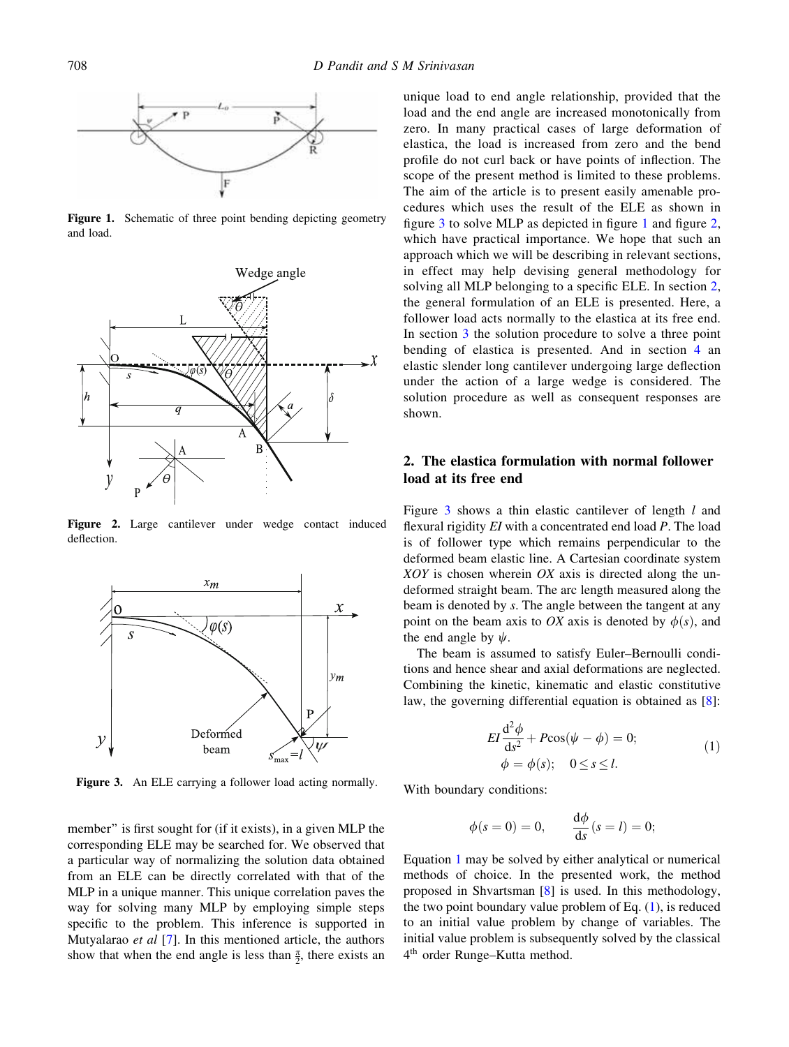Figure 1. Schematic of three point bending depicting geometry and load.

Figure 2. Large cantilever under wedge contact induced deflection.

Figure 3. An ELE carrying a follower load acting normally.

member" is first sought for (if it exists), in a given MLP the corresponding ELE may be searched for. We observed that a particular way of normalizing the solution data obtained from an ELE can be directly correlated with that of the MLP in a unique manner. This unique correlation paves the way for solving many MLP by employing simple steps specific to the problem. This inference is supported in Mutyalarao *et al* [7]. In this mentioned article, the authors show that when the end angle is less than $\frac{\pi}{2}$, there exists an unique load to end angle relationship, provided that the load and the end angle are increased monotonically from zero. In many practical cases of large deformation of elastica, the load is increased from zero and the bend profile do not curl back or have points of inflection. The scope of the present method is limited to these problems. The aim of the article is to present easily amenable procedures which uses the result of the ELE as shown in figure 3 to solve MLP as depicted in figure 1 and figure 2, which have practical importance. We hope that such an approach which we will be describing in relevant sections, in effect may help devising general methodology for solving all MLP belonging to a specific ELE. In section 2, the general formulation of an ELE is presented. Here, a follower load acts normally to the elastica at its free end. In section 3 the solution procedure to solve a three point bending of elastica is presented. And in section 4 an elastic slender long cantilever undergoing large deflection under the action of a large wedge is considered. The solution procedure as well as consequent responses are shown.

## 2. The elastica formulation with normal follower load at its free end

Figure 3 shows a thin elastic cantilever of length $l$ and flexural rigidity $EI$ with a concentrated end load $P$. The load is of follower type which remains perpendicular to the deformed beam elastic line. A Cartesian coordinate system $XOY$ is chosen wherein $OX$ axis is directed along the un-deformed straight beam. The arc length measured along the beam is denoted by $s$. The angle between the tangent at any point on the beam axis to $OX$ axis is denoted by $\phi(s)$, and the end angle by $\psi$.

The beam is assumed to satisfy Euler–Bernoulli conditions and hence shear and axial deformations are neglected. Combining the kinetic, kinematic and elastic constitutive law, the governing differential equation is obtained as [8]:

$$EI\frac{\mathrm{d}^2\phi}{\mathrm{d}s^2} + P\cos(\psi - \phi) = 0; \qquad \phi = \phi(s); \quad 0 \le s \le l. \tag{1}$$

With boundary conditions:

$$\phi(s=0) = 0, \qquad \frac{\mathrm{d}\phi}{\mathrm{d}s}(s=l) = 0;$$

Equation 1 may be solved by either analytical or numerical methods of choice. In the presented work, the method proposed in Shvartsman [8] is used. In this methodology, the two point boundary value problem of Eq. (1), is reduced to an initial value problem by change of variables. The initial value problem is subsequently solved by the classical 4th order Runge–Kutta method.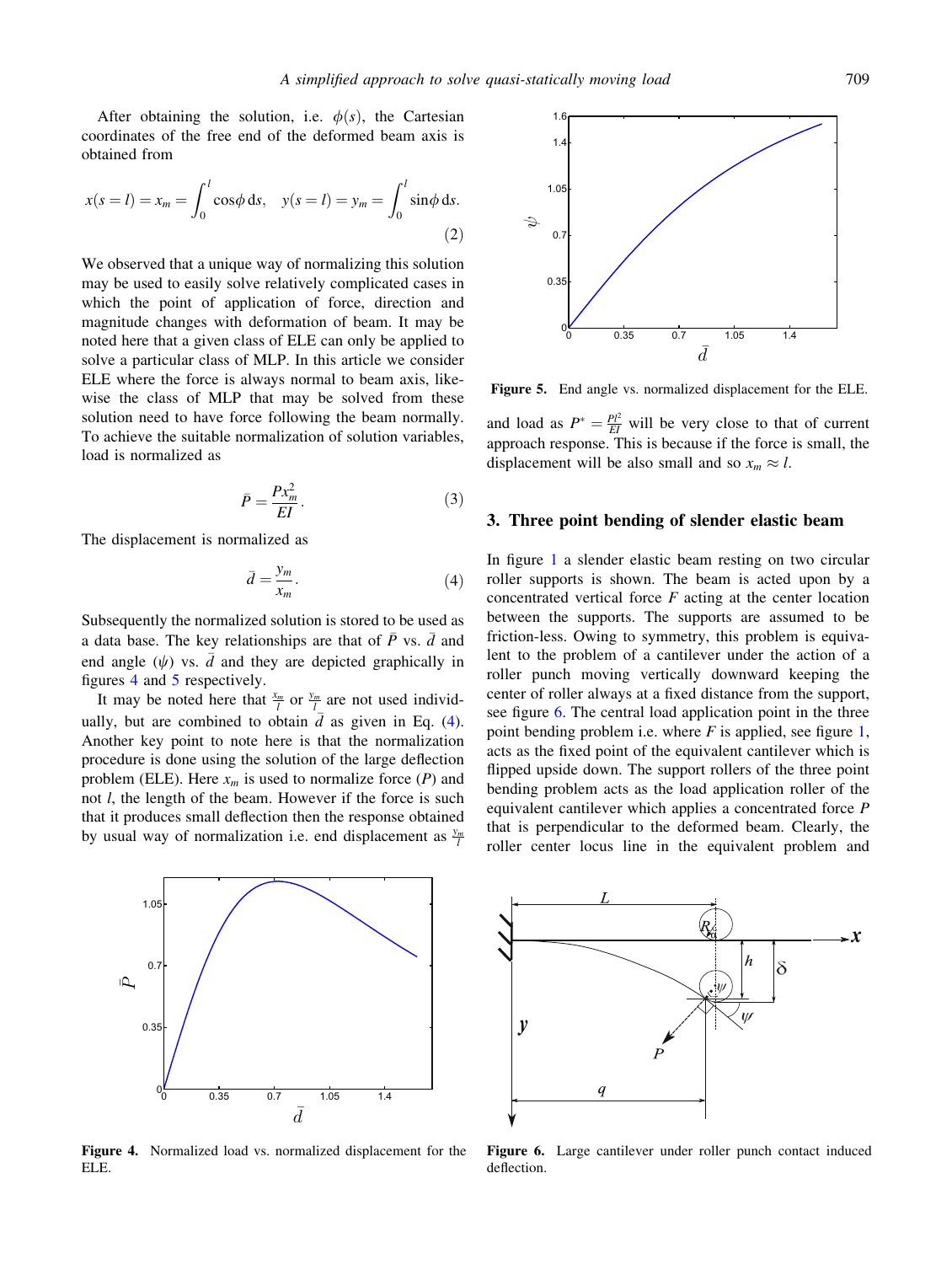After obtaining the solution, i.e. $\phi(s)$, the Cartesian coordinates of the free end of the deformed beam axis is obtained from

$$x(s=l) = x_m = \int_0^l \cos\phi \, ds, \quad y(s=l) = y_m = \int_0^l \sin\phi \, ds. \tag{2}$$

We observed that a unique way of normalizing this solution may be used to easily solve relatively complicated cases in which the point of application of force, direction and magnitude changes with deformation of beam. It may be noted here that a given class of ELE can only be applied to solve a particular class of MLP. In this article we consider ELE where the force is always normal to beam axis, likewise the class of MLP that may be solved from these solution need to have force following the beam normally. To achieve the suitable normalization of solution variables, load is normalized as

$$\bar{P} = \frac{P x_m^2}{EI}. \tag{3}$$

The displacement is normalized as

$$\bar{d} = \frac{y_m}{x_m}. \tag{4}$$

Subsequently the normalized solution is stored to be used as a data base. The key relationships are that of $\bar{P}$ vs. $\bar{d}$ and end angle ($\psi$) vs. $\bar{d}$ and they are depicted graphically in figures 4 and 5 respectively.

It may be noted here that $\frac{x_m}{l}$ or $\frac{y_m}{l}$ are not used individually, but are combined to obtain $\bar{d}$ as given in Eq. (4). Another key point to note here is that the normalization procedure is done using the solution of the large deflection problem (ELE). Here $x_m$ is used to normalize force ($P$) and not $l$, the length of the beam. However if the force is such that it produces small deflection then the response obtained by usual way of normalization i.e. end displacement as $\frac{y_m}{l}$ and load as $P^* = \frac{Pl^2}{EI}$ will be very close to that of current approach response. This is because if the force is small, the displacement will be also small and so $x_m \approx l$.

Figure 4. Normalized load vs. normalized displacement for the ELE.

Figure 5. End angle vs. normalized displacement for the ELE.

## 3. Three point bending of slender elastic beam

In figure 1 a slender elastic beam resting on two circular roller supports is shown. The beam is acted upon by a concentrated vertical force $F$ acting at the center location between the supports. The supports are assumed to be friction-less. Owing to symmetry, this problem is equivalent to the problem of a cantilever under the action of a roller punch moving vertically downward keeping the center of roller always at a fixed distance from the support, see figure 6. The central load application point in the three point bending problem i.e. where $F$ is applied, see figure 1, acts as the fixed point of the equivalent cantilever which is flipped upside down. The support rollers of the three point bending problem acts as the load application roller of the equivalent cantilever which applies a concentrated force $P$ that is perpendicular to the deformed beam. Clearly, the roller center locus line in the equivalent problem and

Figure 6. Large cantilever under roller punch contact induced deflection.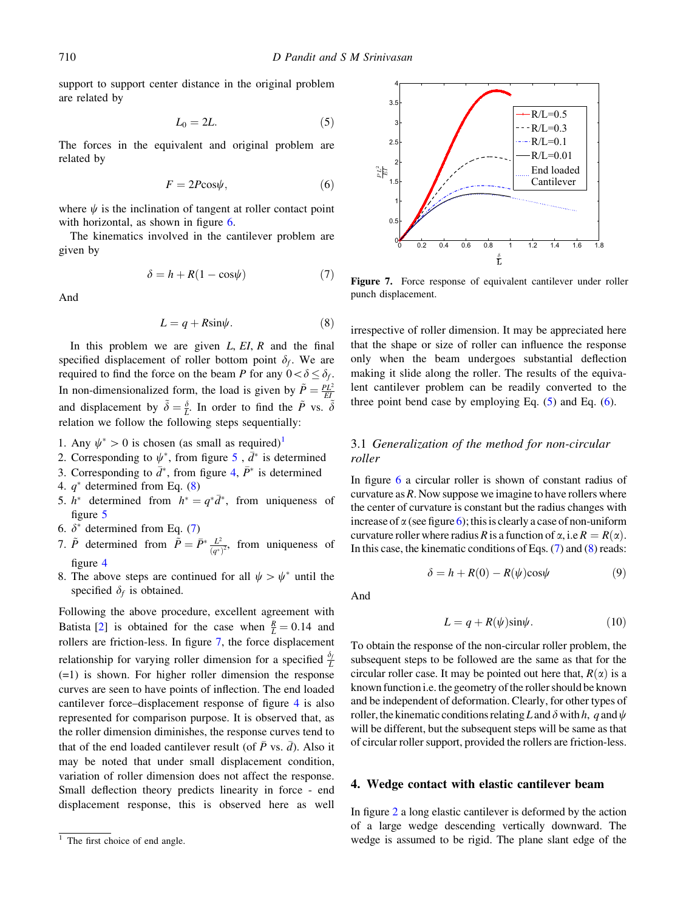support to support center distance in the original problem are related by

$$L_0 = 2L. \tag{5}$$

The forces in the equivalent and original problem are related by

$$F = 2P\cos\psi, \tag{6}$$

where $\psi$ is the inclination of tangent at roller contact point with horizontal, as shown in figure 6.

The kinematics involved in the cantilever problem are given by

$$\delta = h + R(1 - \cos\psi) \tag{7}$$

And

$$L = q + R\sin\psi. \tag{8}$$

In this problem we are given $L$, $EI$, $R$ and the final specified displacement of roller bottom point $\delta_f$. We are required to find the force on the beam $P$ for any $0 < \delta \leq \delta_f$. In non-dimensionalized form, the load is given by $\tilde{P} = \frac{PL^2}{EI}$ and displacement by $\tilde{\delta} = \frac{\delta}{L}$. In order to find the $\tilde{P}$ vs. $\tilde{\delta}$ relation we follow the following steps sequentially:

1. Any $\psi^* > 0$ is chosen (as small as required)[1]
2. Corresponding to $\psi^*$, from figure 5, $\bar{d}^*$ is determined
3. Corresponding to $\bar{d}^*$, from figure 4, $\bar{P}^*$ is determined
4. $q^*$ determined from Eq. (8)
5. $h^*$ determined from $h^* = q^* \bar{d}^*$, from uniqueness of figure 5
6. $\delta^*$ determined from Eq. (7)
7. $\tilde{P}$ determined from $\tilde{P} = \bar{P}^* \frac{L^2}{(q^*)^2}$, from uniqueness of figure 4
8. The above steps are continued for all $\psi > \psi^*$ until the specified $\delta_f$ is obtained.

Following the above procedure, excellent agreement with Batista [2] is obtained for the case when $\frac{R}{L} = 0.14$ and rollers are friction-less. In figure 7, the force displacement relationship for varying roller dimension for a specified $\frac{\delta_f}{L}$ (=1) is shown. For higher roller dimension the response curves are seen to have points of inflection. The end loaded cantilever force–displacement response of figure 4 is also represented for comparison purpose. It is observed that, as the roller dimension diminishes, the response curves tend to that of the end loaded cantilever result (of $\bar{P}$ vs. $\bar{d}$). Also it may be noted that under small displacement condition, variation of roller dimension does not affect the response. Small deflection theory predicts linearity in force - end displacement response, this is observed here as well irrespective of roller dimension. It may be appreciated here that the shape or size of roller can influence the response only when the beam undergoes substantial deflection making it slide along the roller. The results of the equivalent cantilever problem can be readily converted to the three point bend case by employing Eq. (5) and Eq. (6).

[1] The first choice of end angle.

**Figure 7.** Force response of equivalent cantilever under roller punch displacement.

### 3.1 *Generalization of the method for non-circular roller*

In figure 6 a circular roller is shown of constant radius of curvature as $R$. Now suppose we imagine to have rollers where the center of curvature is constant but the radius changes with increase of $\alpha$ (see figure 6); this is clearly a case of non-uniform curvature roller where radius $R$ is a function of $\alpha$, i.e $R = R(\alpha)$. In this case, the kinematic conditions of Eqs. (7) and (8) reads:

$$\delta = h + R(0) - R(\psi)\cos\psi \tag{9}$$

And

$$L = q + R(\psi)\sin\psi. \tag{10}$$

To obtain the response of the non-circular roller problem, the subsequent steps to be followed are the same as that for the circular roller case. It may be pointed out here that, $R(\alpha)$ is a known function i.e. the geometry of the roller should be known and be independent of deformation. Clearly, for other types of roller, the kinematic conditions relating $L$ and $\delta$ with $h$, $q$ and $\psi$ will be different, but the subsequent steps will be same as that of circular roller support, provided the rollers are friction-less.

## 4. Wedge contact with elastic cantilever beam

In figure 2 a long elastic cantilever is deformed by the action of a large wedge descending vertically downward. The wedge is assumed to be rigid. The plane slant edge of the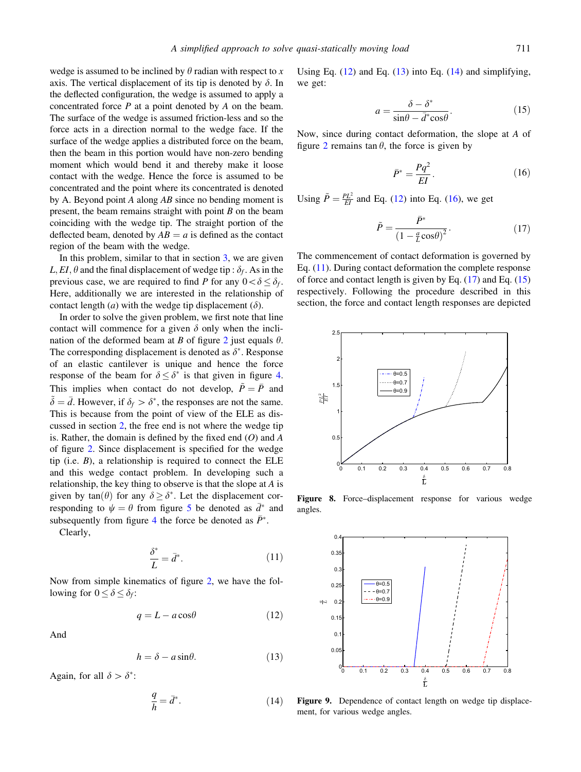wedge is assumed to be inclined by $\theta$ radian with respect to $x$ axis. The vertical displacement of its tip is denoted by $\delta$. In the deflected configuration, the wedge is assumed to apply a concentrated force $P$ at a point denoted by $A$ on the beam. The surface of the wedge is assumed friction-less and so the force acts in a direction normal to the wedge face. If the surface of the wedge applies a distributed force on the beam, then the beam in this portion would have non-zero bending moment which would bend it and thereby make it loose contact with the wedge. Hence the force is assumed to be concentrated and the point where its concentrated is denoted by A. Beyond point $A$ along $AB$ since no bending moment is present, the beam remains straight with point $B$ on the beam coinciding with the wedge tip. The straight portion of the deflected beam, denoted by $AB = a$ is defined as the contact region of the beam with the wedge.

In this problem, similar to that in section 3, we are given $L, EI, \theta$ and the final displacement of wedge tip : $\delta_f$. As in the previous case, we are required to find $P$ for any $0 < \delta \leq \delta_f$. Here, additionally we are interested in the relationship of contact length ($a$) with the wedge tip displacement ($\delta$).

In order to solve the given problem, we first note that line contact will commence for a given $\delta$ only when the inclination of the deformed beam at $B$ of figure 2 just equals $\theta$. The corresponding displacement is denoted as $\delta^*$. Response of an elastic cantilever is unique and hence the force response of the beam for $\delta \leq \delta^*$ is that given in figure 4. This implies when contact do not develop, $\tilde{P} = \bar{P}$ and $\tilde{\delta} = \bar{d}$. However, if $\delta_f > \delta^*$, the responses are not the same. This is because from the point of view of the ELE as discussed in section 2, the free end is not where the wedge tip is. Rather, the domain is defined by the fixed end ($O$) and $A$ of figure 2. Since displacement is specified for the wedge tip (i.e. $B$), a relationship is required to connect the ELE and this wedge contact problem. In developing such a relationship, the key thing to observe is that the slope at $A$ is given by $\tan(\theta)$ for any $\delta \geq \delta^*$. Let the displacement corresponding to $\psi = \theta$ from figure 5 be denoted as $\bar{d}^*$ and subsequently from figure 4 the force be denoted as $\bar{P}^*$.

Clearly,

$$\frac{\delta^*}{L} = \bar{d}^*. \tag{11}$$

Now from simple kinematics of figure 2, we have the following for $0 \leq \delta \leq \delta_f$:

$$q = L - a\cos\theta \tag{12}$$

And

$$h = \delta - a\sin\theta. \tag{13}$$

Again, for all $\delta > \delta^*$:

$$\frac{q}{h} = \bar{d}^*. \tag{14}$$

Using Eq. (12) and Eq. (13) into Eq. (14) and simplifying, we get:

$$a = \frac{\delta - \delta^*}{\sin\theta - \bar{d}^* \cos\theta}. \tag{15}$$

Now, since during contact deformation, the slope at $A$ of figure 2 remains $\tan\theta$, the force is given by

$$\bar{P}^* = \frac{Pq^2}{EI}. \tag{16}$$

Using $\tilde{P} = \frac{PL^2}{EI}$ and Eq. (12) into Eq. (16), we get

$$\tilde{P} = \frac{\bar{P}^*}{\left(1 - \frac{a}{L}\cos\theta\right)^2}. \tag{17}$$

The commencement of contact deformation is governed by Eq. (11). During contact deformation the complete response of force and contact length is given by Eq. (17) and Eq. (15) respectively. Following the procedure described in this section, the force and contact length responses are depicted

**Figure 8.** Force–displacement response for various wedge angles.

**Figure 9.** Dependence of contact length on wedge tip displacement, for various wedge angles.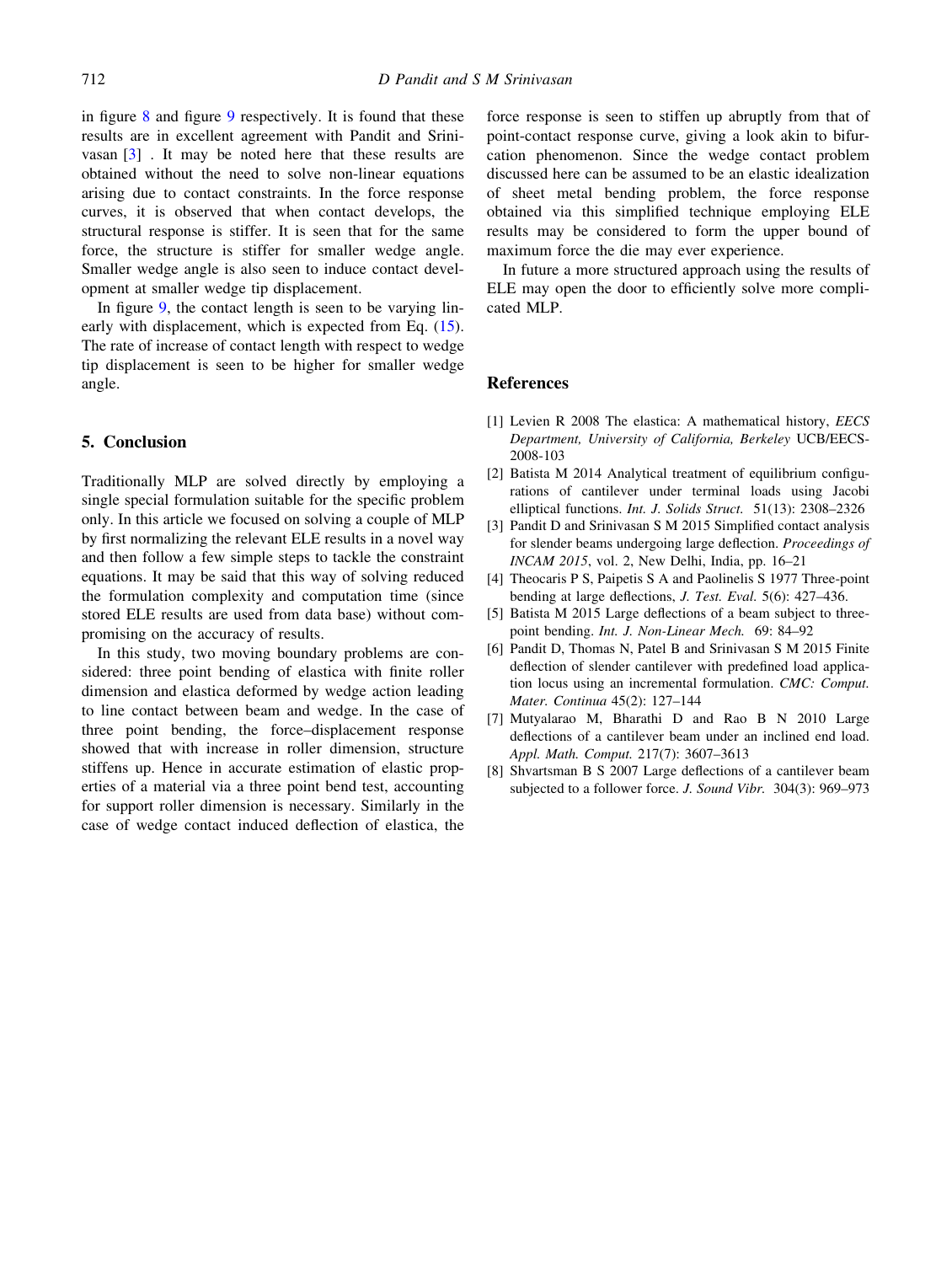in figure 8 and figure 9 respectively. It is found that these results are in excellent agreement with Pandit and Srinivasan [3] . It may be noted here that these results are obtained without the need to solve non-linear equations arising due to contact constraints. In the force response curves, it is observed that when contact develops, the structural response is stiffer. It is seen that for the same force, the structure is stiffer for smaller wedge angle. Smaller wedge angle is also seen to induce contact development at smaller wedge tip displacement.

In figure 9, the contact length is seen to be varying linearly with displacement, which is expected from Eq. (15). The rate of increase of contact length with respect to wedge tip displacement is seen to be higher for smaller wedge angle.

## 5. Conclusion

Traditionally MLP are solved directly by employing a single special formulation suitable for the specific problem only. In this article we focused on solving a couple of MLP by first normalizing the relevant ELE results in a novel way and then follow a few simple steps to tackle the constraint equations. It may be said that this way of solving reduced the formulation complexity and computation time (since stored ELE results are used from data base) without compromising on the accuracy of results.

In this study, two moving boundary problems are considered: three point bending of elastica with finite roller dimension and elastica deformed by wedge action leading to line contact between beam and wedge. In the case of three point bending, the force–displacement response showed that with increase in roller dimension, structure stiffens up. Hence in accurate estimation of elastic properties of a material via a three point bend test, accounting for support roller dimension is necessary. Similarly in the case of wedge contact induced deflection of elastica, the force response is seen to stiffen up abruptly from that of point-contact response curve, giving a look akin to bifurcation phenomenon. Since the wedge contact problem discussed here can be assumed to be an elastic idealization of sheet metal bending problem, the force response obtained via this simplified technique employing ELE results may be considered to form the upper bound of maximum force the die may ever experience.

In future a more structured approach using the results of ELE may open the door to efficiently solve more complicated MLP.

## References

[1] Levien R 2008 The elastica: A mathematical history, *EECS Department, University of California, Berkeley* UCB/EECS-2008-103

[2] Batista M 2014 Analytical treatment of equilibrium configurations of cantilever under terminal loads using Jacobi elliptical functions. *Int. J. Solids Struct.* 51(13): 2308–2326

[3] Pandit D and Srinivasan S M 2015 Simplified contact analysis for slender beams undergoing large deflection. *Proceedings of INCAM 2015*, vol. 2, New Delhi, India, pp. 16–21

[4] Theocaris P S, Paipetis S A and Paolinelis S 1977 Three-point bending at large deflections, *J. Test. Eval.* 5(6): 427–436.

[5] Batista M 2015 Large deflections of a beam subject to three-point bending. *Int. J. Non-Linear Mech.* 69: 84–92

[6] Pandit D, Thomas N, Patel B and Srinivasan S M 2015 Finite deflection of slender cantilever with predefined load application locus using an incremental formulation. *CMC: Comput. Mater. Continua* 45(2): 127–144

[7] Mutyalarao M, Bharathi D and Rao B N 2010 Large deflections of a cantilever beam under an inclined end load. *Appl. Math. Comput.* 217(7): 3607–3613

[8] Shvartsman B S 2007 Large deflections of a cantilever beam subjected to a follower force. *J. Sound Vibr.* 304(3): 969–973